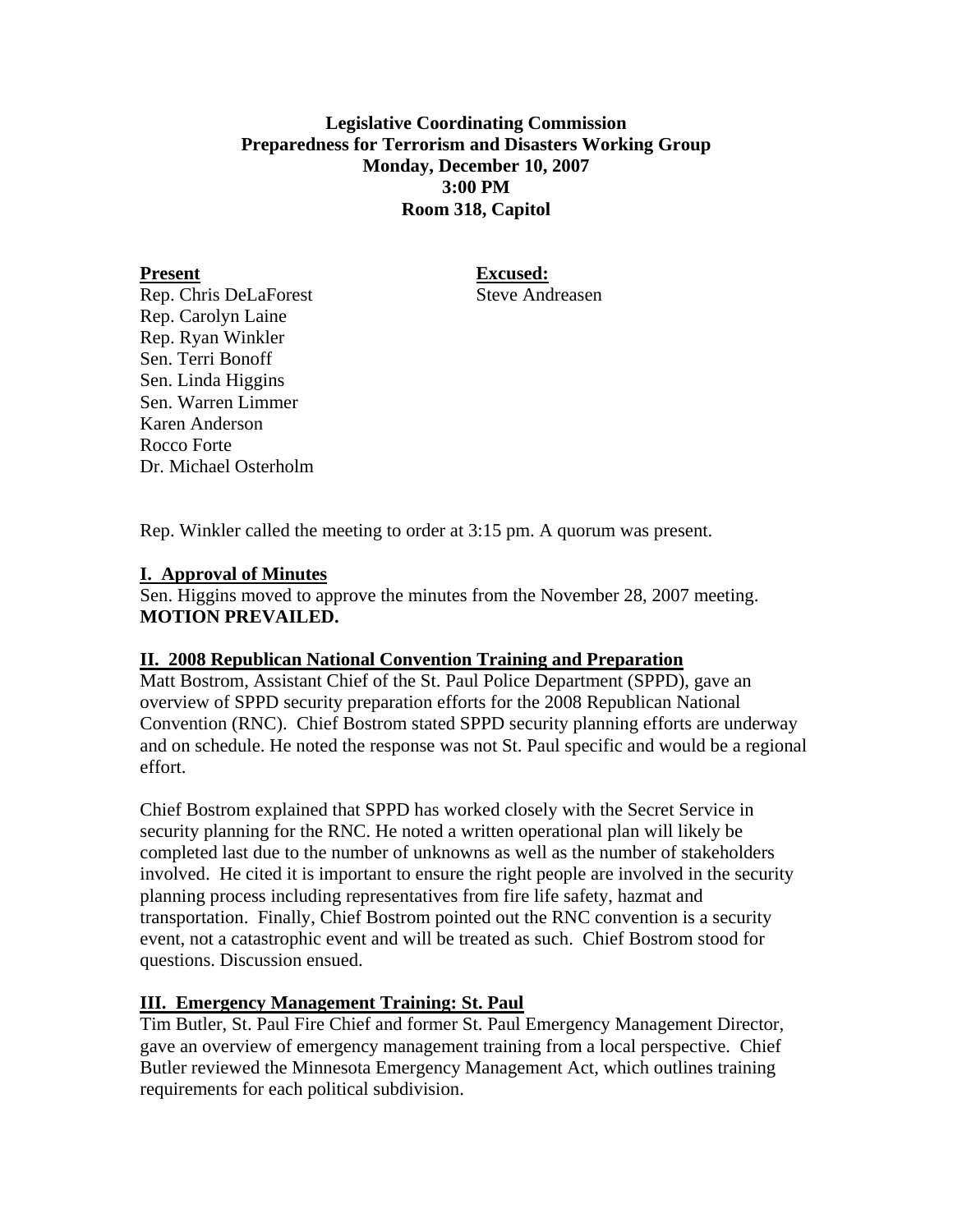**Legislative Coordinating Commission**
**Preparedness for Terrorism and Disasters Working Group**
**Monday, December 10, 2007**
**3:00 PM**
**Room 318, Capitol**

**Present**

Rep. Chris DeLaForest
Rep. Carolyn Laine
Rep. Ryan Winkler
Sen. Terri Bonoff
Sen. Linda Higgins
Sen. Warren Limmer
Karen Anderson
Rocco Forte
Dr. Michael Osterholm

**Excused:**

Steve Andreasen

Rep. Winkler called the meeting to order at 3:15 pm. A quorum was present.

**I. Approval of Minutes**

Sen. Higgins moved to approve the minutes from the November 28, 2007 meeting.
**MOTION PREVAILED.**

**II. 2008 Republican National Convention Training and Preparation**

Matt Bostrom, Assistant Chief of the St. Paul Police Department (SPPD), gave an overview of SPPD security preparation efforts for the 2008 Republican National Convention (RNC). Chief Bostrom stated SPPD security planning efforts are underway and on schedule. He noted the response was not St. Paul specific and would be a regional effort.

Chief Bostrom explained that SPPD has worked closely with the Secret Service in security planning for the RNC. He noted a written operational plan will likely be completed last due to the number of unknowns as well as the number of stakeholders involved. He cited it is important to ensure the right people are involved in the security planning process including representatives from fire life safety, hazmat and transportation. Finally, Chief Bostrom pointed out the RNC convention is a security event, not a catastrophic event and will be treated as such. Chief Bostrom stood for questions. Discussion ensued.

**III. Emergency Management Training: St. Paul**

Tim Butler, St. Paul Fire Chief and former St. Paul Emergency Management Director, gave an overview of emergency management training from a local perspective. Chief Butler reviewed the Minnesota Emergency Management Act, which outlines training requirements for each political subdivision.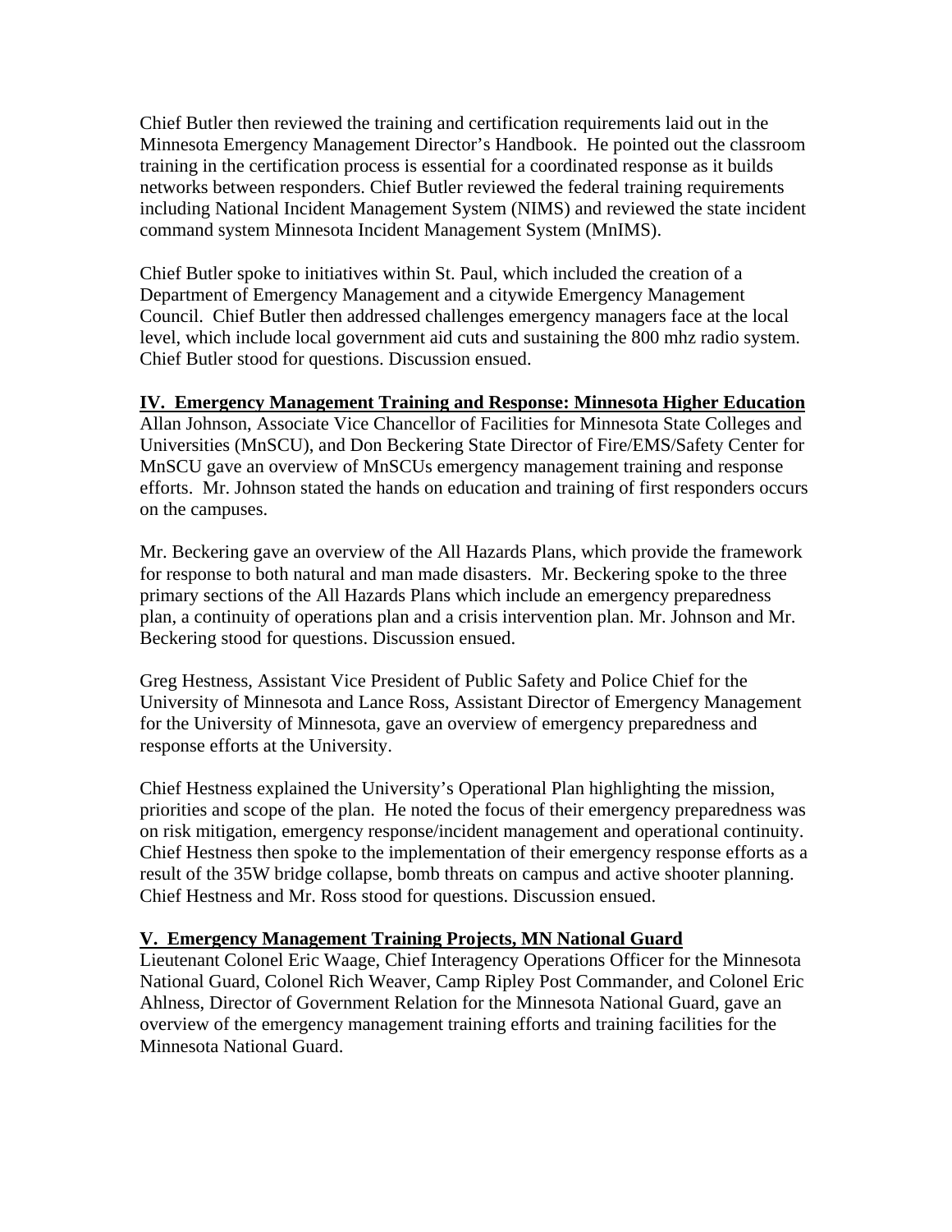Chief Butler then reviewed the training and certification requirements laid out in the Minnesota Emergency Management Director's Handbook. He pointed out the classroom training in the certification process is essential for a coordinated response as it builds networks between responders. Chief Butler reviewed the federal training requirements including National Incident Management System (NIMS) and reviewed the state incident command system Minnesota Incident Management System (MnIMS).

Chief Butler spoke to initiatives within St. Paul, which included the creation of a Department of Emergency Management and a citywide Emergency Management Council. Chief Butler then addressed challenges emergency managers face at the local level, which include local government aid cuts and sustaining the 800 mhz radio system. Chief Butler stood for questions. Discussion ensued.

**IV. Emergency Management Training and Response: Minnesota Higher Education**

Allan Johnson, Associate Vice Chancellor of Facilities for Minnesota State Colleges and Universities (MnSCU), and Don Beckering State Director of Fire/EMS/Safety Center for MnSCU gave an overview of MnSCUs emergency management training and response efforts. Mr. Johnson stated the hands on education and training of first responders occurs on the campuses.

Mr. Beckering gave an overview of the All Hazards Plans, which provide the framework for response to both natural and man made disasters. Mr. Beckering spoke to the three primary sections of the All Hazards Plans which include an emergency preparedness plan, a continuity of operations plan and a crisis intervention plan. Mr. Johnson and Mr. Beckering stood for questions. Discussion ensued.

Greg Hestness, Assistant Vice President of Public Safety and Police Chief for the University of Minnesota and Lance Ross, Assistant Director of Emergency Management for the University of Minnesota, gave an overview of emergency preparedness and response efforts at the University.

Chief Hestness explained the University's Operational Plan highlighting the mission, priorities and scope of the plan. He noted the focus of their emergency preparedness was on risk mitigation, emergency response/incident management and operational continuity. Chief Hestness then spoke to the implementation of their emergency response efforts as a result of the 35W bridge collapse, bomb threats on campus and active shooter planning. Chief Hestness and Mr. Ross stood for questions. Discussion ensued.

**V. Emergency Management Training Projects, MN National Guard**

Lieutenant Colonel Eric Waage, Chief Interagency Operations Officer for the Minnesota National Guard, Colonel Rich Weaver, Camp Ripley Post Commander, and Colonel Eric Ahlness, Director of Government Relation for the Minnesota National Guard, gave an overview of the emergency management training efforts and training facilities for the Minnesota National Guard.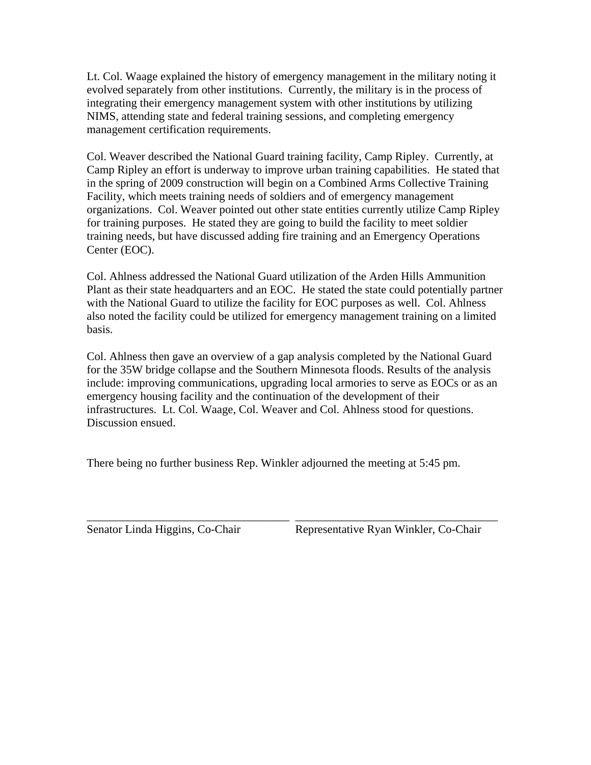Lt. Col. Waage explained the history of emergency management in the military noting it evolved separately from other institutions. Currently, the military is in the process of integrating their emergency management system with other institutions by utilizing NIMS, attending state and federal training sessions, and completing emergency management certification requirements.

Col. Weaver described the National Guard training facility, Camp Ripley. Currently, at Camp Ripley an effort is underway to improve urban training capabilities. He stated that in the spring of 2009 construction will begin on a Combined Arms Collective Training Facility, which meets training needs of soldiers and of emergency management organizations. Col. Weaver pointed out other state entities currently utilize Camp Ripley for training purposes. He stated they are going to build the facility to meet soldier training needs, but have discussed adding fire training and an Emergency Operations Center (EOC).

Col. Ahlness addressed the National Guard utilization of the Arden Hills Ammunition Plant as their state headquarters and an EOC. He stated the state could potentially partner with the National Guard to utilize the facility for EOC purposes as well. Col. Ahlness also noted the facility could be utilized for emergency management training on a limited basis.

Col. Ahlness then gave an overview of a gap analysis completed by the National Guard for the 35W bridge collapse and the Southern Minnesota floods. Results of the analysis include: improving communications, upgrading local armories to serve as EOCs or as an emergency housing facility and the continuation of the development of their infrastructures. Lt. Col. Waage, Col. Weaver and Col. Ahlness stood for questions. Discussion ensued.

There being no further business Rep. Winkler adjourned the meeting at 5:45 pm.

| | |
|---|---|
| ___________________________________ | ___________________________________ |
| Senator Linda Higgins, Co-Chair | Representative Ryan Winkler, Co-Chair |